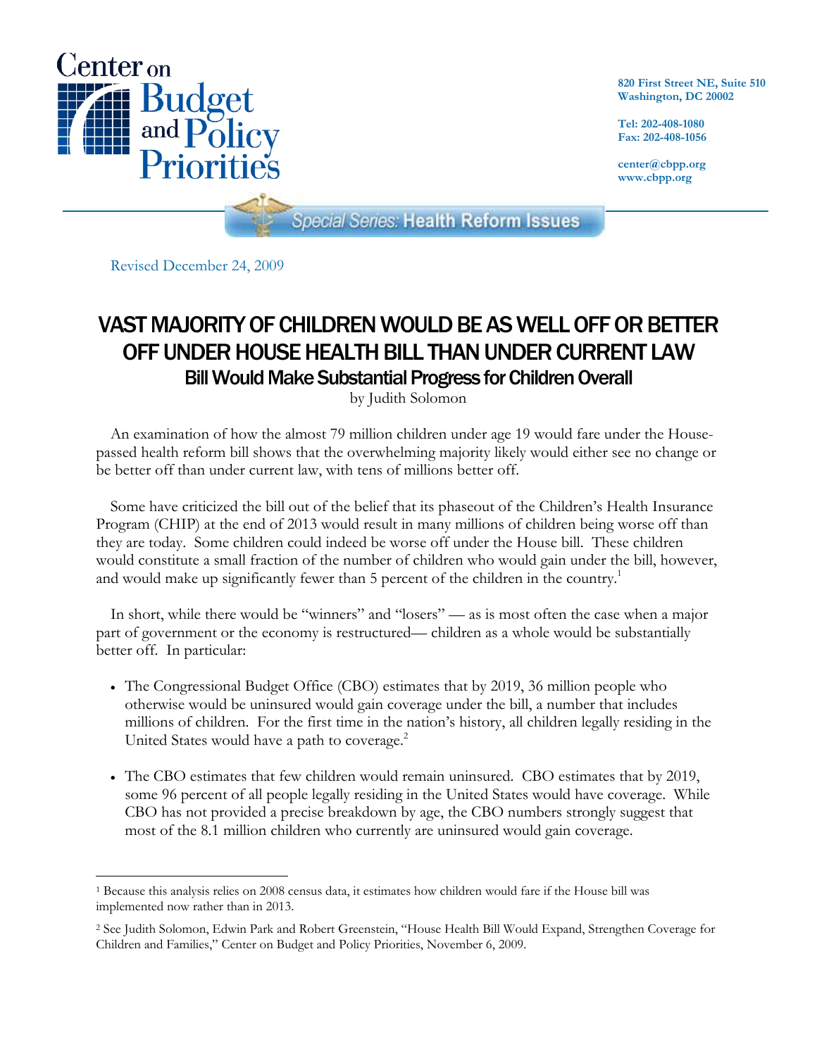Center on Budget and Policy Priorities

820 First Street NE, Suite 510
Washington, DC 20002

Tel: 202-408-1080
Fax: 202-408-1056

center@cbpp.org
www.cbpp.org

*Special Series:* **Health Reform Issues**

Revised December 24, 2009

# VAST MAJORITY OF CHILDREN WOULD BE AS WELL OFF OR BETTER OFF UNDER HOUSE HEALTH BILL THAN UNDER CURRENT LAW

## Bill Would Make Substantial Progress for Children Overall

by Judith Solomon

An examination of how the almost 79 million children under age 19 would fare under the House-passed health reform bill shows that the overwhelming majority likely would either see no change or be better off than under current law, with tens of millions better off.

Some have criticized the bill out of the belief that its phaseout of the Children's Health Insurance Program (CHIP) at the end of 2013 would result in many millions of children being worse off than they are today. Some children could indeed be worse off under the House bill. These children would constitute a small fraction of the number of children who would gain under the bill, however, and would make up significantly fewer than 5 percent of the children in the country.[1]

In short, while there would be "winners" and "losers" — as is most often the case when a major part of government or the economy is restructured— children as a whole would be substantially better off. In particular:

- The Congressional Budget Office (CBO) estimates that by 2019, 36 million people who otherwise would be uninsured would gain coverage under the bill, a number that includes millions of children. For the first time in the nation's history, all children legally residing in the United States would have a path to coverage.[2]
- The CBO estimates that few children would remain uninsured. CBO estimates that by 2019, some 96 percent of all people legally residing in the United States would have coverage. While CBO has not provided a precise breakdown by age, the CBO numbers strongly suggest that most of the 8.1 million children who currently are uninsured would gain coverage.

---

[1] Because this analysis relies on 2008 census data, it estimates how children would fare if the House bill was implemented now rather than in 2013.

[2] See Judith Solomon, Edwin Park and Robert Greenstein, "House Health Bill Would Expand, Strengthen Coverage for Children and Families," Center on Budget and Policy Priorities, November 6, 2009.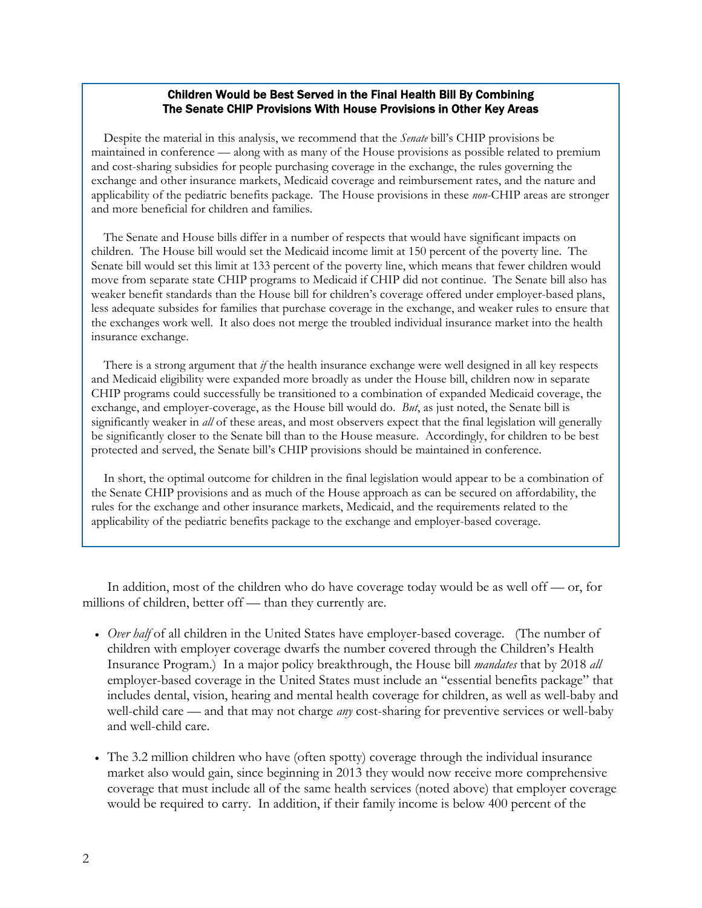### Children Would be Best Served in the Final Health Bill By Combining The Senate CHIP Provisions With House Provisions in Other Key Areas

Despite the material in this analysis, we recommend that the *Senate* bill's CHIP provisions be maintained in conference — along with as many of the House provisions as possible related to premium and cost-sharing subsidies for people purchasing coverage in the exchange, the rules governing the exchange and other insurance markets, Medicaid coverage and reimbursement rates, and the nature and applicability of the pediatric benefits package. The House provisions in these *non*-CHIP areas are stronger and more beneficial for children and families.

The Senate and House bills differ in a number of respects that would have significant impacts on children. The House bill would set the Medicaid income limit at 150 percent of the poverty line. The Senate bill would set this limit at 133 percent of the poverty line, which means that fewer children would move from separate state CHIP programs to Medicaid if CHIP did not continue. The Senate bill also has weaker benefit standards than the House bill for children's coverage offered under employer-based plans, less adequate subsides for families that purchase coverage in the exchange, and weaker rules to ensure that the exchanges work well. It also does not merge the troubled individual insurance market into the health insurance exchange.

There is a strong argument that *if* the health insurance exchange were well designed in all key respects and Medicaid eligibility were expanded more broadly as under the House bill, children now in separate CHIP programs could successfully be transitioned to a combination of expanded Medicaid coverage, the exchange, and employer-coverage, as the House bill would do. *But*, as just noted, the Senate bill is significantly weaker in *all* of these areas, and most observers expect that the final legislation will generally be significantly closer to the Senate bill than to the House measure. Accordingly, for children to be best protected and served, the Senate bill's CHIP provisions should be maintained in conference.

In short, the optimal outcome for children in the final legislation would appear to be a combination of the Senate CHIP provisions and as much of the House approach as can be secured on affordability, the rules for the exchange and other insurance markets, Medicaid, and the requirements related to the applicability of the pediatric benefits package to the exchange and employer-based coverage.

In addition, most of the children who do have coverage today would be as well off — or, for millions of children, better off — than they currently are.

- *Over half* of all children in the United States have employer-based coverage. (The number of children with employer coverage dwarfs the number covered through the Children's Health Insurance Program.) In a major policy breakthrough, the House bill *mandates* that by 2018 *all* employer-based coverage in the United States must include an "essential benefits package" that includes dental, vision, hearing and mental health coverage for children, as well as well-baby and well-child care — and that may not charge *any* cost-sharing for preventive services or well-baby and well-child care.

- The 3.2 million children who have (often spotty) coverage through the individual insurance market also would gain, since beginning in 2013 they would now receive more comprehensive coverage that must include all of the same health services (noted above) that employer coverage would be required to carry. In addition, if their family income is below 400 percent of the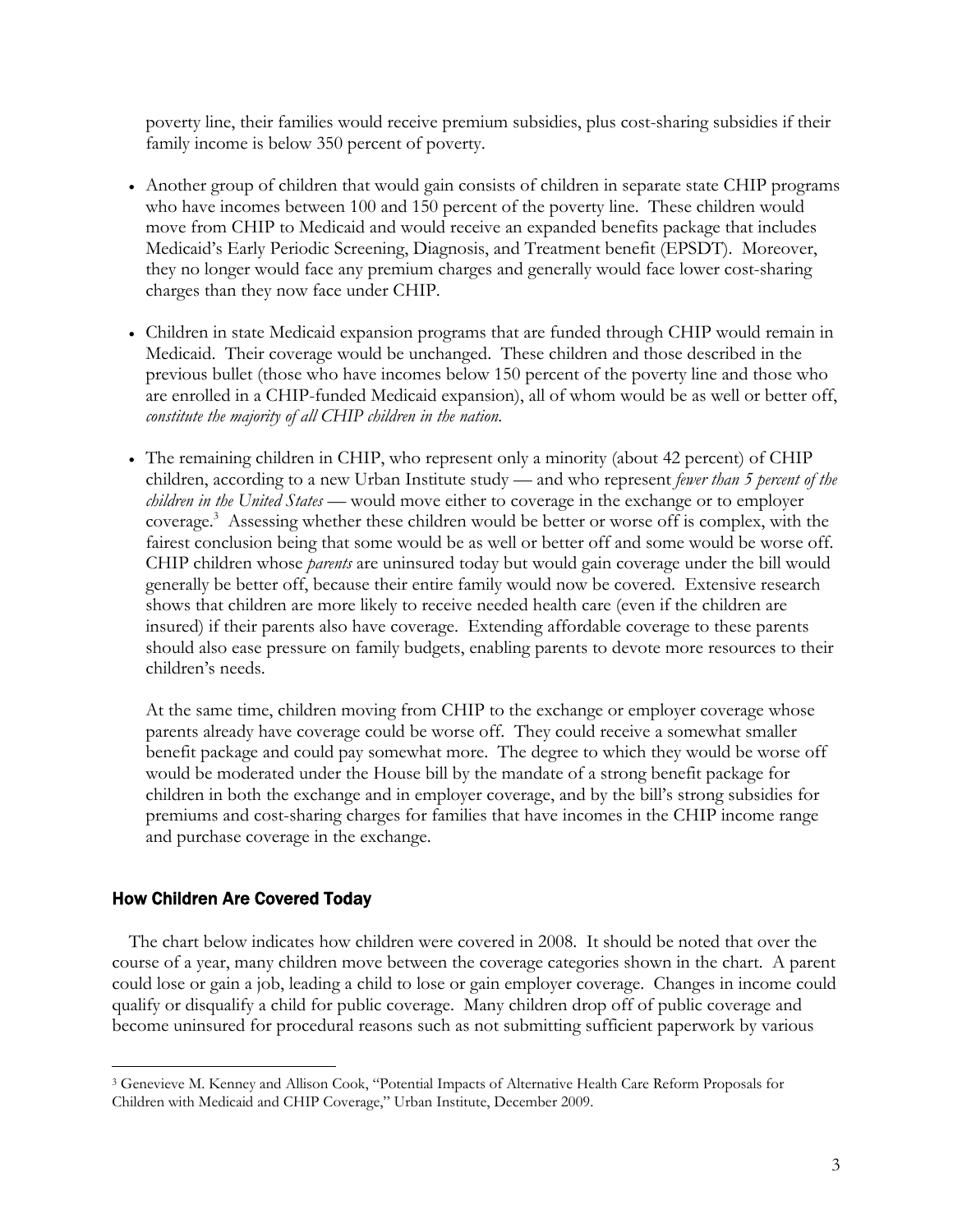poverty line, their families would receive premium subsidies, plus cost-sharing subsidies if their family income is below 350 percent of poverty.

- Another group of children that would gain consists of children in separate state CHIP programs who have incomes between 100 and 150 percent of the poverty line. These children would move from CHIP to Medicaid and would receive an expanded benefits package that includes Medicaid's Early Periodic Screening, Diagnosis, and Treatment benefit (EPSDT). Moreover, they no longer would face any premium charges and generally would face lower cost-sharing charges than they now face under CHIP.

- Children in state Medicaid expansion programs that are funded through CHIP would remain in Medicaid. Their coverage would be unchanged. These children and those described in the previous bullet (those who have incomes below 150 percent of the poverty line and those who are enrolled in a CHIP-funded Medicaid expansion), all of whom would be as well or better off, *constitute the majority of all CHIP children in the nation.*

- The remaining children in CHIP, who represent only a minority (about 42 percent) of CHIP children, according to a new Urban Institute study — and who represent *fewer than 5 percent of the children in the United States* — would move either to coverage in the exchange or to employer coverage.[3] Assessing whether these children would be better or worse off is complex, with the fairest conclusion being that some would be as well or better off and some would be worse off. CHIP children whose *parents* are uninsured today but would gain coverage under the bill would generally be better off, because their entire family would now be covered. Extensive research shows that children are more likely to receive needed health care (even if the children are insured) if their parents also have coverage. Extending affordable coverage to these parents should also ease pressure on family budgets, enabling parents to devote more resources to their children's needs.

  At the same time, children moving from CHIP to the exchange or employer coverage whose parents already have coverage could be worse off. They could receive a somewhat smaller benefit package and could pay somewhat more. The degree to which they would be worse off would be moderated under the House bill by the mandate of a strong benefit package for children in both the exchange and in employer coverage, and by the bill's strong subsidies for premiums and cost-sharing charges for families that have incomes in the CHIP income range and purchase coverage in the exchange.

## How Children Are Covered Today

The chart below indicates how children were covered in 2008. It should be noted that over the course of a year, many children move between the coverage categories shown in the chart. A parent could lose or gain a job, leading a child to lose or gain employer coverage. Changes in income could qualify or disqualify a child for public coverage. Many children drop off of public coverage and become uninsured for procedural reasons such as not submitting sufficient paperwork by various

---

[3] Genevieve M. Kenney and Allison Cook, "Potential Impacts of Alternative Health Care Reform Proposals for Children with Medicaid and CHIP Coverage," Urban Institute, December 2009.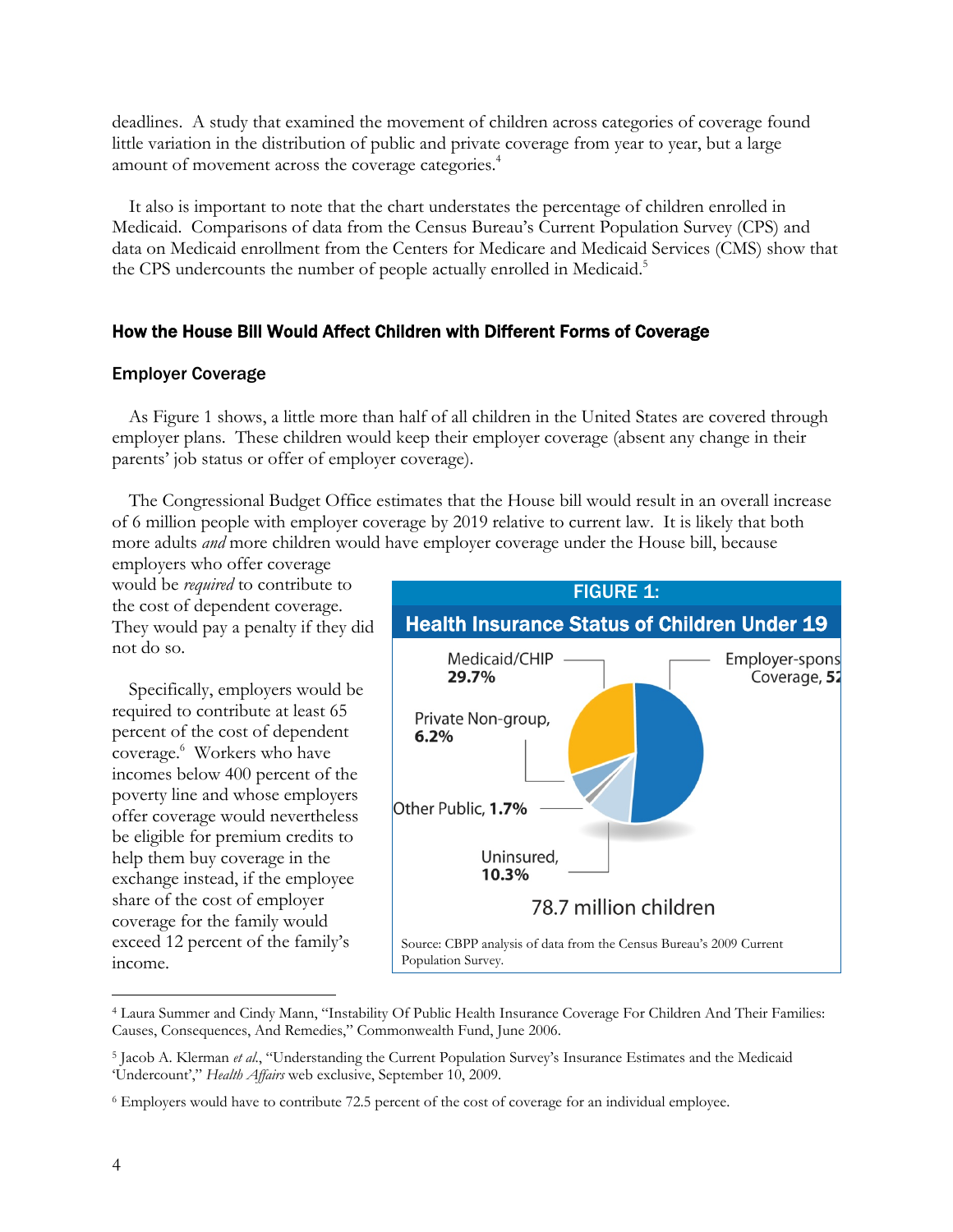deadlines. A study that examined the movement of children across categories of coverage found little variation in the distribution of public and private coverage from year to year, but a large amount of movement across the coverage categories.[4]

It also is important to note that the chart understates the percentage of children enrolled in Medicaid. Comparisons of data from the Census Bureau's Current Population Survey (CPS) and data on Medicaid enrollment from the Centers for Medicare and Medicaid Services (CMS) show that the CPS undercounts the number of people actually enrolled in Medicaid.[5]

## How the House Bill Would Affect Children with Different Forms of Coverage

### Employer Coverage

As Figure 1 shows, a little more than half of all children in the United States are covered through employer plans. These children would keep their employer coverage (absent any change in their parents' job status or offer of employer coverage).

The Congressional Budget Office estimates that the House bill would result in an overall increase of 6 million people with employer coverage by 2019 relative to current law. It is likely that both more adults *and* more children would have employer coverage under the House bill, because employers who offer coverage would be *required* to contribute to the cost of dependent coverage. They would pay a penalty if they did not do so.

Specifically, employers would be required to contribute at least 65 percent of the cost of dependent coverage.[6] Workers who have incomes below 400 percent of the poverty line and whose employers offer coverage would nevertheless be eligible for premium credits to help them buy coverage in the exchange instead, if the employee share of the cost of employer coverage for the family would exceed 12 percent of the family's income.

**FIGURE 1:**

**Health Insurance Status of Children Under 19**

Medicaid/CHIP **29.7%**

Employer-spons Coverage, 52

Private Non-group, **6.2%**

Other Public, **1.7%**

Uninsured, **10.3%**

78.7 million children

Source: CBPP analysis of data from the Census Bureau's 2009 Current Population Survey.

---

[4] Laura Summer and Cindy Mann, "Instability Of Public Health Insurance Coverage For Children And Their Families: Causes, Consequences, And Remedies," Commonwealth Fund, June 2006.

[5] Jacob A. Klerman *et al.*, "Understanding the Current Population Survey's Insurance Estimates and the Medicaid 'Undercount'," *Health Affairs* web exclusive, September 10, 2009.

[6] Employers would have to contribute 72.5 percent of the cost of coverage for an individual employee.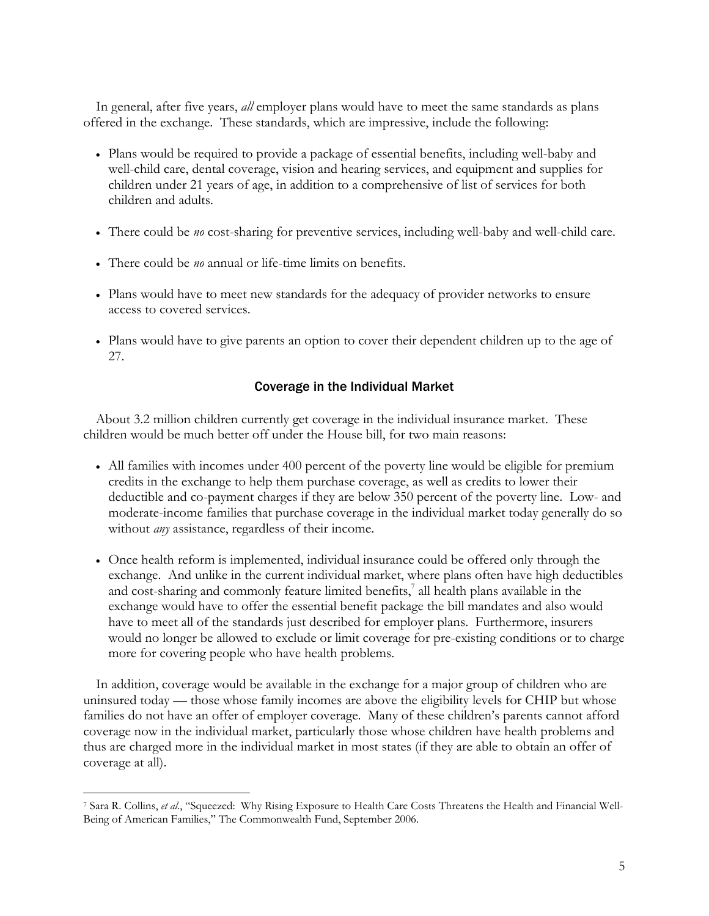In general, after five years, *all* employer plans would have to meet the same standards as plans offered in the exchange. These standards, which are impressive, include the following:

- Plans would be required to provide a package of essential benefits, including well-baby and well-child care, dental coverage, vision and hearing services, and equipment and supplies for children under 21 years of age, in addition to a comprehensive of list of services for both children and adults.
- There could be *no* cost-sharing for preventive services, including well-baby and well-child care.
- There could be *no* annual or life-time limits on benefits.
- Plans would have to meet new standards for the adequacy of provider networks to ensure access to covered services.
- Plans would have to give parents an option to cover their dependent children up to the age of 27.

### Coverage in the Individual Market

About 3.2 million children currently get coverage in the individual insurance market. These children would be much better off under the House bill, for two main reasons:

- All families with incomes under 400 percent of the poverty line would be eligible for premium credits in the exchange to help them purchase coverage, as well as credits to lower their deductible and co-payment charges if they are below 350 percent of the poverty line. Low- and moderate-income families that purchase coverage in the individual market today generally do so without *any* assistance, regardless of their income.
- Once health reform is implemented, individual insurance could be offered only through the exchange. And unlike in the current individual market, where plans often have high deductibles and cost-sharing and commonly feature limited benefits,[7] all health plans available in the exchange would have to offer the essential benefit package the bill mandates and also would have to meet all of the standards just described for employer plans. Furthermore, insurers would no longer be allowed to exclude or limit coverage for pre-existing conditions or to charge more for covering people who have health problems.

In addition, coverage would be available in the exchange for a major group of children who are uninsured today — those whose family incomes are above the eligibility levels for CHIP but whose families do not have an offer of employer coverage. Many of these children's parents cannot afford coverage now in the individual market, particularly those whose children have health problems and thus are charged more in the individual market in most states (if they are able to obtain an offer of coverage at all).

---

[7] Sara R. Collins, *et al.*, "Squeezed: Why Rising Exposure to Health Care Costs Threatens the Health and Financial Well-Being of American Families," The Commonwealth Fund, September 2006.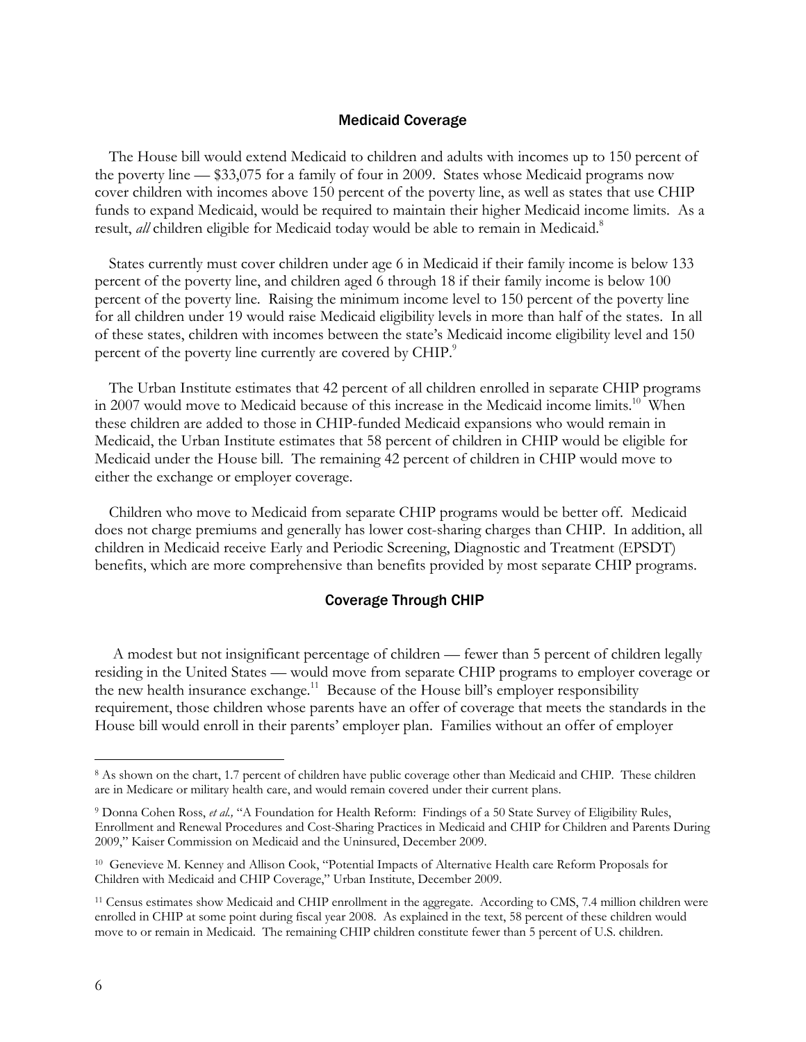## Medicaid Coverage

The House bill would extend Medicaid to children and adults with incomes up to 150 percent of the poverty line — $33,075 for a family of four in 2009. States whose Medicaid programs now cover children with incomes above 150 percent of the poverty line, as well as states that use CHIP funds to expand Medicaid, would be required to maintain their higher Medicaid income limits. As a result, *all* children eligible for Medicaid today would be able to remain in Medicaid.[8]

States currently must cover children under age 6 in Medicaid if their family income is below 133 percent of the poverty line, and children aged 6 through 18 if their family income is below 100 percent of the poverty line. Raising the minimum income level to 150 percent of the poverty line for all children under 19 would raise Medicaid eligibility levels in more than half of the states. In all of these states, children with incomes between the state's Medicaid income eligibility level and 150 percent of the poverty line currently are covered by CHIP.[9]

The Urban Institute estimates that 42 percent of all children enrolled in separate CHIP programs in 2007 would move to Medicaid because of this increase in the Medicaid income limits.[10] When these children are added to those in CHIP-funded Medicaid expansions who would remain in Medicaid, the Urban Institute estimates that 58 percent of children in CHIP would be eligible for Medicaid under the House bill. The remaining 42 percent of children in CHIP would move to either the exchange or employer coverage.

Children who move to Medicaid from separate CHIP programs would be better off. Medicaid does not charge premiums and generally has lower cost-sharing charges than CHIP. In addition, all children in Medicaid receive Early and Periodic Screening, Diagnostic and Treatment (EPSDT) benefits, which are more comprehensive than benefits provided by most separate CHIP programs.

## Coverage Through CHIP

A modest but not insignificant percentage of children — fewer than 5 percent of children legally residing in the United States — would move from separate CHIP programs to employer coverage or the new health insurance exchange.[11] Because of the House bill's employer responsibility requirement, those children whose parents have an offer of coverage that meets the standards in the House bill would enroll in their parents' employer plan. Families without an offer of employer

---

[8] As shown on the chart, 1.7 percent of children have public coverage other than Medicaid and CHIP. These children are in Medicare or military health care, and would remain covered under their current plans.

[9] Donna Cohen Ross, *et al.,* "A Foundation for Health Reform: Findings of a 50 State Survey of Eligibility Rules, Enrollment and Renewal Procedures and Cost-Sharing Practices in Medicaid and CHIP for Children and Parents During 2009," Kaiser Commission on Medicaid and the Uninsured, December 2009.

[10] Genevieve M. Kenney and Allison Cook, "Potential Impacts of Alternative Health care Reform Proposals for Children with Medicaid and CHIP Coverage," Urban Institute, December 2009.

[11] Census estimates show Medicaid and CHIP enrollment in the aggregate. According to CMS, 7.4 million children were enrolled in CHIP at some point during fiscal year 2008. As explained in the text, 58 percent of these children would move to or remain in Medicaid. The remaining CHIP children constitute fewer than 5 percent of U.S. children.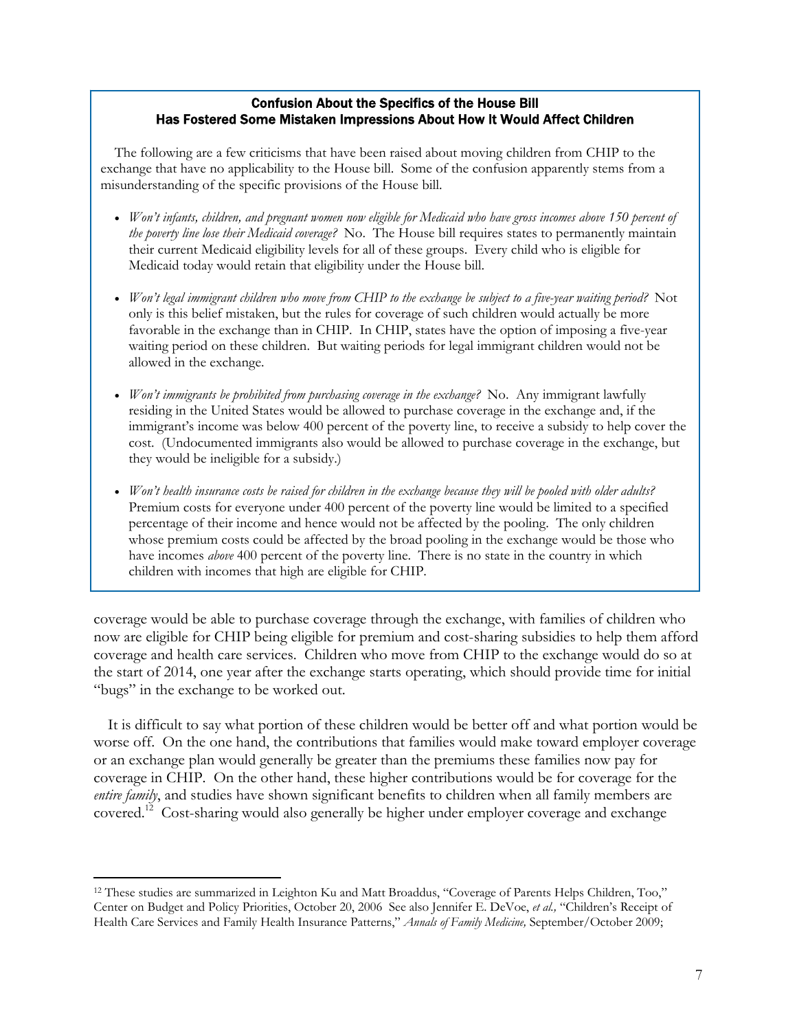**Confusion About the Specifics of the House Bill Has Fostered Some Mistaken Impressions About How It Would Affect Children**

The following are a few criticisms that have been raised about moving children from CHIP to the exchange that have no applicability to the House bill. Some of the confusion apparently stems from a misunderstanding of the specific provisions of the House bill.

- *Won't infants, children, and pregnant women now eligible for Medicaid who have gross incomes above 150 percent of the poverty line lose their Medicaid coverage?* No. The House bill requires states to permanently maintain their current Medicaid eligibility levels for all of these groups. Every child who is eligible for Medicaid today would retain that eligibility under the House bill.
- *Won't legal immigrant children who move from CHIP to the exchange be subject to a five-year waiting period?* Not only is this belief mistaken, but the rules for coverage of such children would actually be more favorable in the exchange than in CHIP. In CHIP, states have the option of imposing a five-year waiting period on these children. But waiting periods for legal immigrant children would not be allowed in the exchange.
- *Won't immigrants be prohibited from purchasing coverage in the exchange?* No. Any immigrant lawfully residing in the United States would be allowed to purchase coverage in the exchange and, if the immigrant's income was below 400 percent of the poverty line, to receive a subsidy to help cover the cost. (Undocumented immigrants also would be allowed to purchase coverage in the exchange, but they would be ineligible for a subsidy.)
- *Won't health insurance costs be raised for children in the exchange because they will be pooled with older adults?* Premium costs for everyone under 400 percent of the poverty line would be limited to a specified percentage of their income and hence would not be affected by the pooling. The only children whose premium costs could be affected by the broad pooling in the exchange would be those who have incomes *above* 400 percent of the poverty line. There is no state in the country in which children with incomes that high are eligible for CHIP.

coverage would be able to purchase coverage through the exchange, with families of children who now are eligible for CHIP being eligible for premium and cost-sharing subsidies to help them afford coverage and health care services. Children who move from CHIP to the exchange would do so at the start of 2014, one year after the exchange starts operating, which should provide time for initial "bugs" in the exchange to be worked out.

It is difficult to say what portion of these children would be better off and what portion would be worse off. On the one hand, the contributions that families would make toward employer coverage or an exchange plan would generally be greater than the premiums these families now pay for coverage in CHIP. On the other hand, these higher contributions would be for coverage for the *entire family*, and studies have shown significant benefits to children when all family members are covered.[12] Cost-sharing would also generally be higher under employer coverage and exchange

[12] These studies are summarized in Leighton Ku and Matt Broaddus, "Coverage of Parents Helps Children, Too," Center on Budget and Policy Priorities, October 20, 2006 See also Jennifer E. DeVoe, *et al.,* "Children's Receipt of Health Care Services and Family Health Insurance Patterns," *Annals of Family Medicine,* September/October 2009;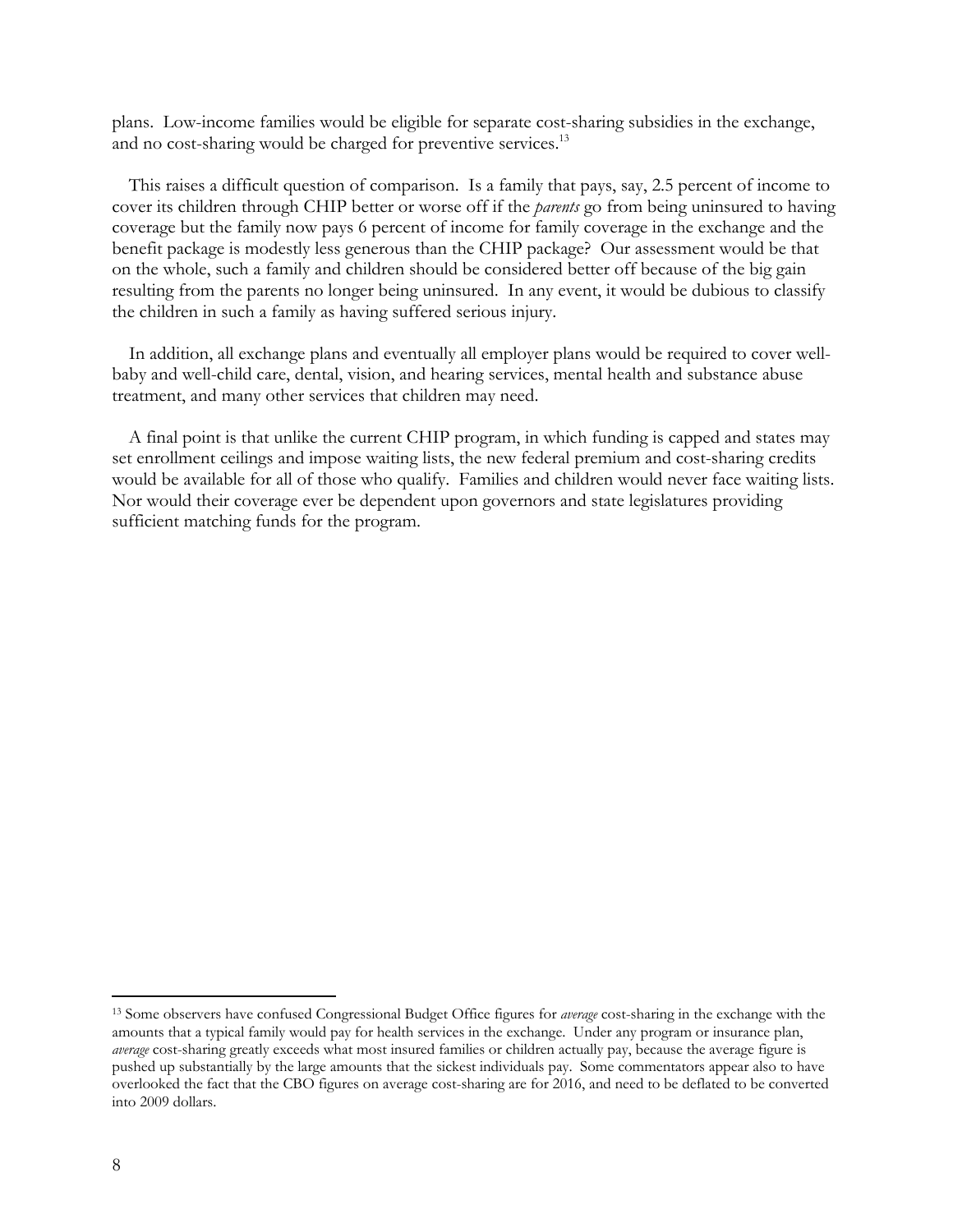plans. Low-income families would be eligible for separate cost-sharing subsidies in the exchange, and no cost-sharing would be charged for preventive services.[13]

This raises a difficult question of comparison. Is a family that pays, say, 2.5 percent of income to cover its children through CHIP better or worse off if the *parents* go from being uninsured to having coverage but the family now pays 6 percent of income for family coverage in the exchange and the benefit package is modestly less generous than the CHIP package? Our assessment would be that on the whole, such a family and children should be considered better off because of the big gain resulting from the parents no longer being uninsured. In any event, it would be dubious to classify the children in such a family as having suffered serious injury.

In addition, all exchange plans and eventually all employer plans would be required to cover well-baby and well-child care, dental, vision, and hearing services, mental health and substance abuse treatment, and many other services that children may need.

A final point is that unlike the current CHIP program, in which funding is capped and states may set enrollment ceilings and impose waiting lists, the new federal premium and cost-sharing credits would be available for all of those who qualify. Families and children would never face waiting lists. Nor would their coverage ever be dependent upon governors and state legislatures providing sufficient matching funds for the program.

---

[13] Some observers have confused Congressional Budget Office figures for *average* cost-sharing in the exchange with the amounts that a typical family would pay for health services in the exchange. Under any program or insurance plan, *average* cost-sharing greatly exceeds what most insured families or children actually pay, because the average figure is pushed up substantially by the large amounts that the sickest individuals pay. Some commentators appear also to have overlooked the fact that the CBO figures on average cost-sharing are for 2016, and need to be deflated to be converted into 2009 dollars.